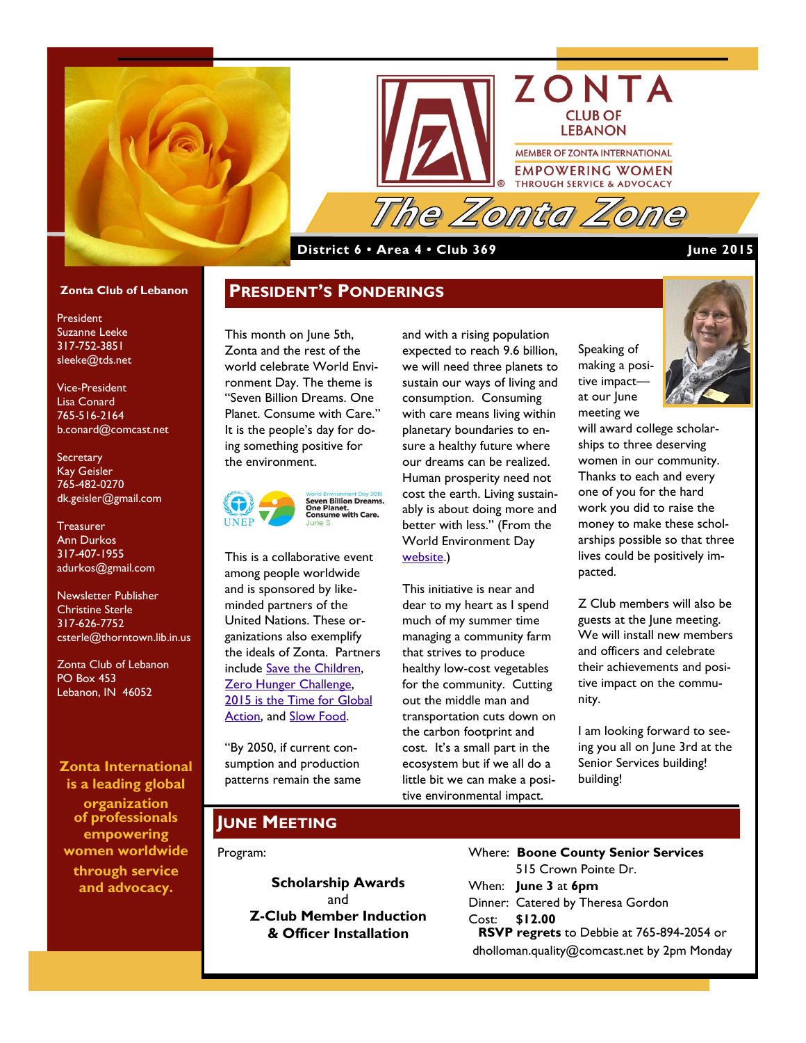# ZONTA CLUB OF LEBANON

MEMBER OF ZONTA INTERNATIONAL

EMPOWERING WOMEN THROUGH SERVICE & ADVOCACY

# The Zonta Zone

**District 6 • Area 4 • Club 369** **June 2015**

**Zonta Club of Lebanon**

President
Suzanne Leeke
317-752-3851
sleeke@tds.net

Vice-President
Lisa Conard
765-516-2164
b.conard@comcast.net

Secretary
Kay Geisler
765-482-0270
dk.geisler@gmail.com

Treasurer
Ann Durkos
317-407-1955
adurkos@gmail.com

Newsletter Publisher
Christine Sterle
317-626-7752
csterle@thorntown.lib.in.us

Zonta Club of Lebanon
PO Box 453
Lebanon, IN 46052

**Zonta International is a leading global organization of professionals empowering women worldwide through service and advocacy.**

## President's Ponderings

This month on June 5th, Zonta and the rest of the world celebrate World Environment Day. The theme is "Seven Billion Dreams. One Planet. Consume with Care." It is the people's day for doing something positive for the environment.

UNEP — World Environment Day 2015 — Seven Billion Dreams. One Planet. Consume with Care. June 5

This is a collaborative event among people worldwide and is sponsored by like-minded partners of the United Nations. These organizations also exemplify the ideals of Zonta. Partners include Save the Children, Zero Hunger Challenge, 2015 is the Time for Global Action, and Slow Food.

"By 2050, if current consumption and production patterns remain the same and with a rising population expected to reach 9.6 billion, we will need three planets to sustain our ways of living and consumption. Consuming with care means living within planetary boundaries to ensure a healthy future where our dreams can be realized. Human prosperity need not cost the earth. Living sustainably is about doing more and better with less." (From the World Environment Day website.)

This initiative is near and dear to my heart as I spend much of my summer time managing a community farm that strives to produce healthy low-cost vegetables for the community. Cutting out the middle man and transportation cuts down on the carbon footprint and cost. It's a small part in the ecosystem but if we all do a little bit we can make a positive environmental impact.

Speaking of making a positive impact—at our June meeting we will award college scholarships to three deserving women in our community. Thanks to each and every one of you for the hard work you did to raise the money to make these scholarships possible so that three lives could be positively impacted.

Z Club members will also be guests at the June meeting. We will install new members and officers and celebrate their achievements and positive impact on the community.

I am looking forward to seeing you all on June 3rd at the Senior Services building!

## June Meeting

Program:

**Scholarship Awards**
and
**Z-Club Member Induction & Officer Installation**

Where: **Boone County Senior Services**
515 Crown Pointe Dr.
When: **June 3** at **6pm**
Dinner: Catered by Theresa Gordon
Cost: **$12.00**
**RSVP regrets** to Debbie at 765-894-2054 or dholloman.quality@comcast.net by 2pm Monday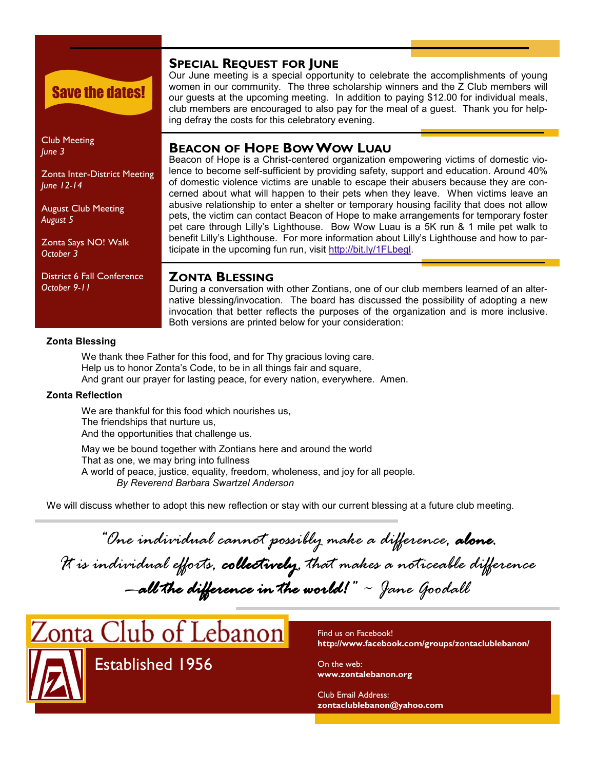## Save the dates!

Club Meeting
*June 3*

Zonta Inter-District Meeting
*June 12-14*

August Club Meeting
*August 5*

Zonta Says NO! Walk
*October 3*

District 6 Fall Conference
*October 9-11*

## Special Request for June

Our June meeting is a special opportunity to celebrate the accomplishments of young women in our community. The three scholarship winners and the Z Club members will our guests at the upcoming meeting. In addition to paying $12.00 for individual meals, club members are encouraged to also pay for the meal of a guest. Thank you for helping defray the costs for this celebratory evening.

## Beacon of Hope Bow Wow Luau

Beacon of Hope is a Christ-centered organization empowering victims of domestic violence to become self-sufficient by providing safety, support and education. Around 40% of domestic violence victims are unable to escape their abusers because they are concerned about what will happen to their pets when they leave. When victims leave an abusive relationship to enter a shelter or temporary housing facility that does not allow pets, the victim can contact Beacon of Hope to make arrangements for temporary foster pet care through Lilly's Lighthouse. Bow Wow Luau is a 5K run & 1 mile pet walk to benefit Lilly's Lighthouse. For more information about Lilly's Lighthouse and how to participate in the upcoming fun run, visit http://bit.ly/1FLbegl.

## Zonta Blessing

During a conversation with other Zontians, one of our club members learned of an alternative blessing/invocation. The board has discussed the possibility of adopting a new invocation that better reflects the purposes of the organization and is more inclusive. Both versions are printed below for your consideration:

**Zonta Blessing**

We thank thee Father for this food, and for Thy gracious loving care.
Help us to honor Zonta's Code, to be in all things fair and square,
And grant our prayer for lasting peace, for every nation, everywhere. Amen.

**Zonta Reflection**

We are thankful for this food which nourishes us,
The friendships that nurture us,
And the opportunities that challenge us.

May we be bound together with Zontians here and around the world
That as one, we may bring into fullness
A world of peace, justice, equality, freedom, wholeness, and joy for all people.
*By Reverend Barbara Swartzel Anderson*

We will discuss whether to adopt this new reflection or stay with our current blessing at a future club meeting.

*"One individual cannot possibly make a difference,* ***alone.*** *It is individual efforts,* ***collectively****, that makes a noticeable difference* ***—all the difference in the world!"*** *~ Jane Goodall*

# Zonta Club of Lebanon

Established 1956

Find us on Facebook!
**http://www.facebook.com/groups/zontaclublebanon/**

On the web:
**www.zontalebanon.org**

Club Email Address:
**zontaclublebanon@yahoo.com**